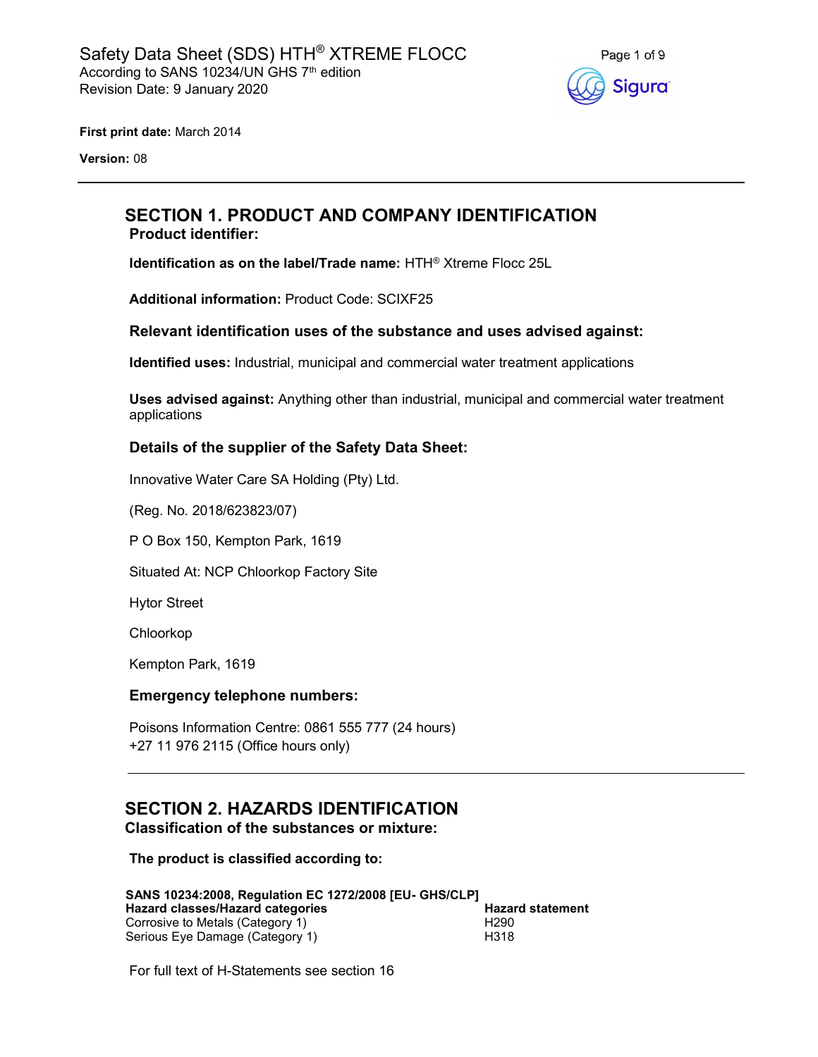# Safety Data Sheet (SDS) HTH® XTREME FLOCC

According to SANS 10234/UN GHS 7th edition
Revision Date: 9 January 2020

**First print date:** March 2014

**Version:** 08

## SECTION 1. PRODUCT AND COMPANY IDENTIFICATION

### Product identifier:

**Identification as on the label/Trade name:** HTH® Xtreme Flocc 25L

**Additional information:** Product Code: SCIXF25

### Relevant identification uses of the substance and uses advised against:

**Identified uses:** Industrial, municipal and commercial water treatment applications

**Uses advised against:** Anything other than industrial, municipal and commercial water treatment applications

### Details of the supplier of the Safety Data Sheet:

Innovative Water Care SA Holding (Pty) Ltd.

(Reg. No. 2018/623823/07)

P O Box 150, Kempton Park, 1619

Situated At: NCP Chloorkop Factory Site

Hytor Street

Chloorkop

Kempton Park, 1619

### Emergency telephone numbers:

Poisons Information Centre: 0861 555 777 (24 hours)
+27 11 976 2115 (Office hours only)

## SECTION 2. HAZARDS IDENTIFICATION

### Classification of the substances or mixture:

**The product is classified according to:**

**SANS 10234:2008, Regulation EC 1272/2008 [EU- GHS/CLP]**

| Hazard classes/Hazard categories | Hazard statement |
|---|---|
| Corrosive to Metals (Category 1) | H290 |
| Serious Eye Damage (Category 1) | H318 |

For full text of H-Statements see section 16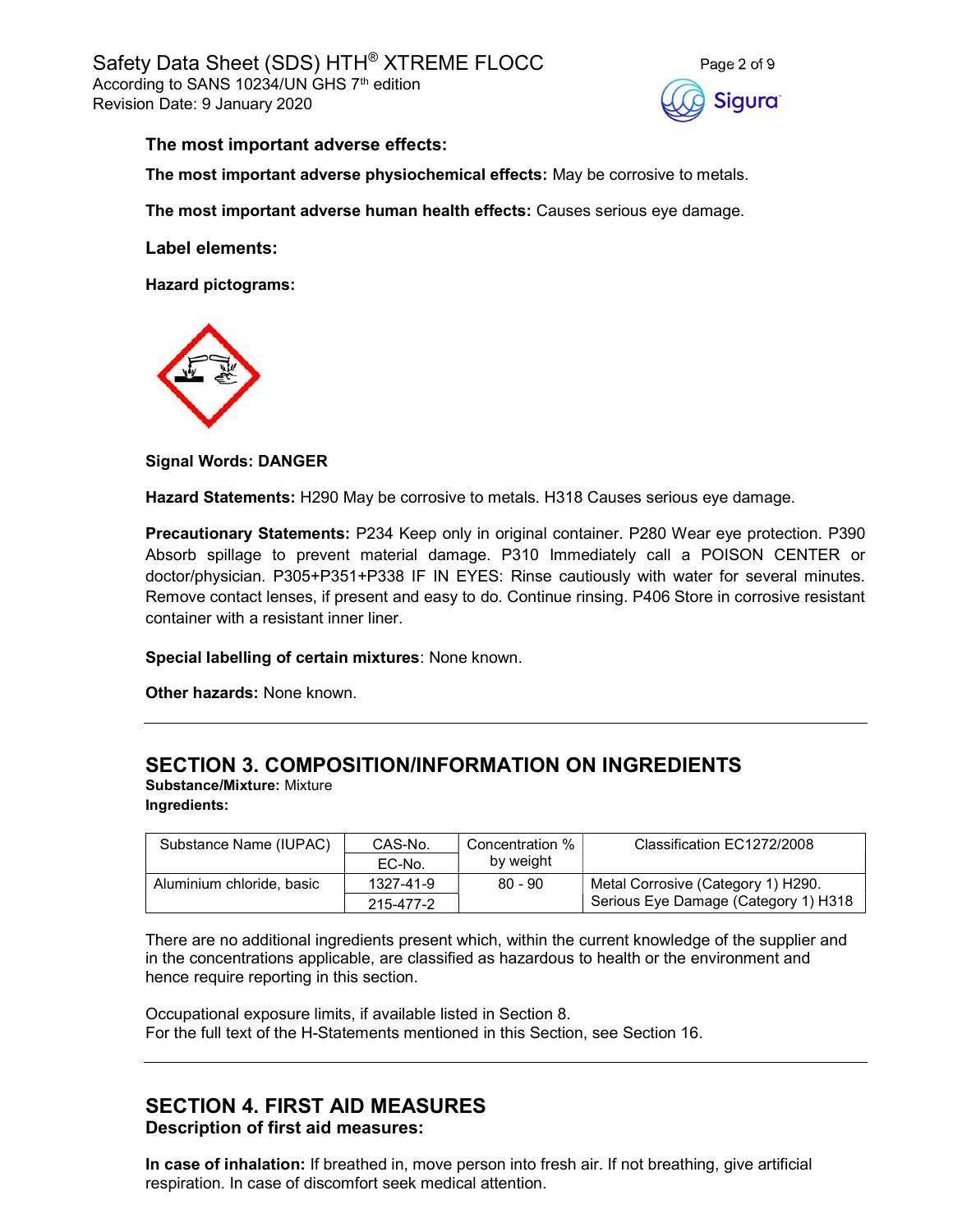**The most important adverse effects:**

**The most important adverse physiochemical effects:** May be corrosive to metals.

**The most important adverse human health effects:** Causes serious eye damage.

**Label elements:**

**Hazard pictograms:**

**Signal Words: DANGER**

**Hazard Statements:** H290 May be corrosive to metals. H318 Causes serious eye damage.

**Precautionary Statements:** P234 Keep only in original container. P280 Wear eye protection. P390 Absorb spillage to prevent material damage. P310 Immediately call a POISON CENTER or doctor/physician. P305+P351+P338 IF IN EYES: Rinse cautiously with water for several minutes. Remove contact lenses, if present and easy to do. Continue rinsing. P406 Store in corrosive resistant container with a resistant inner liner.

**Special labelling of certain mixtures**: None known.

**Other hazards:** None known.

## SECTION 3. COMPOSITION/INFORMATION ON INGREDIENTS

**Substance/Mixture:** Mixture
**Ingredients:**

| Substance Name (IUPAC) | CAS-No. | Concentration % by weight | Classification EC1272/2008 |
|---|---|---|---|
| | EC-No. | | |
| Aluminium chloride, basic | 1327-41-9 | 80 - 90 | Metal Corrosive (Category 1) H290. |
| | 215-477-2 | | Serious Eye Damage (Category 1) H318 |

There are no additional ingredients present which, within the current knowledge of the supplier and in the concentrations applicable, are classified as hazardous to health or the environment and hence require reporting in this section.

Occupational exposure limits, if available listed in Section 8.
For the full text of the H-Statements mentioned in this Section, see Section 16.

## SECTION 4. FIRST AID MEASURES

**Description of first aid measures:**

**In case of inhalation:** If breathed in, move person into fresh air. If not breathing, give artificial respiration. In case of discomfort seek medical attention.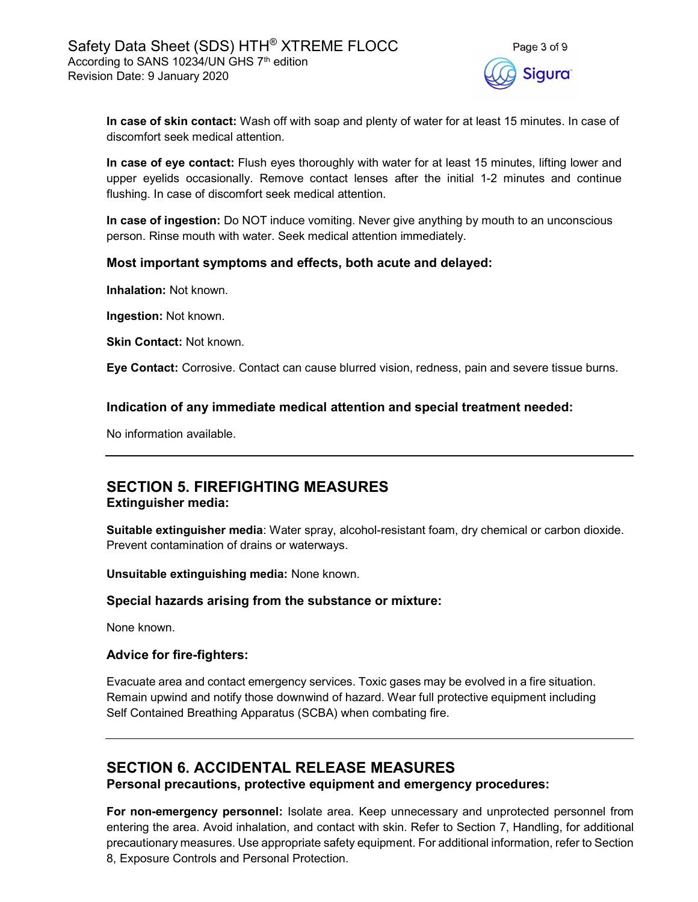**In case of skin contact:** Wash off with soap and plenty of water for at least 15 minutes. In case of discomfort seek medical attention.

**In case of eye contact:** Flush eyes thoroughly with water for at least 15 minutes, lifting lower and upper eyelids occasionally. Remove contact lenses after the initial 1-2 minutes and continue flushing. In case of discomfort seek medical attention.

**In case of ingestion:** Do NOT induce vomiting. Never give anything by mouth to an unconscious person. Rinse mouth with water. Seek medical attention immediately.

### Most important symptoms and effects, both acute and delayed:

**Inhalation:** Not known.

**Ingestion:** Not known.

**Skin Contact:** Not known.

**Eye Contact:** Corrosive. Contact can cause blurred vision, redness, pain and severe tissue burns.

### Indication of any immediate medical attention and special treatment needed:

No information available.

---

## SECTION 5. FIREFIGHTING MEASURES

### Extinguisher media:

**Suitable extinguisher media**: Water spray, alcohol-resistant foam, dry chemical or carbon dioxide. Prevent contamination of drains or waterways.

**Unsuitable extinguishing media:** None known.

### Special hazards arising from the substance or mixture:

None known.

### Advice for fire-fighters:

Evacuate area and contact emergency services. Toxic gases may be evolved in a fire situation. Remain upwind and notify those downwind of hazard. Wear full protective equipment including Self Contained Breathing Apparatus (SCBA) when combating fire.

---

## SECTION 6. ACCIDENTAL RELEASE MEASURES

### Personal precautions, protective equipment and emergency procedures:

**For non-emergency personnel:** Isolate area. Keep unnecessary and unprotected personnel from entering the area. Avoid inhalation, and contact with skin. Refer to Section 7, Handling, for additional precautionary measures. Use appropriate safety equipment. For additional information, refer to Section 8, Exposure Controls and Personal Protection.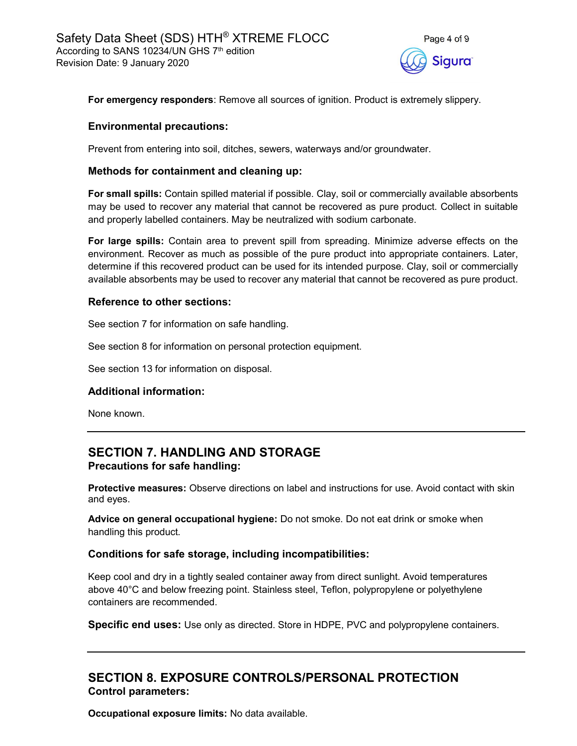**For emergency responders**: Remove all sources of ignition. Product is extremely slippery.

### Environmental precautions:

Prevent from entering into soil, ditches, sewers, waterways and/or groundwater.

### Methods for containment and cleaning up:

**For small spills:** Contain spilled material if possible. Clay, soil or commercially available absorbents may be used to recover any material that cannot be recovered as pure product. Collect in suitable and properly labelled containers. May be neutralized with sodium carbonate.

**For large spills:** Contain area to prevent spill from spreading. Minimize adverse effects on the environment. Recover as much as possible of the pure product into appropriate containers. Later, determine if this recovered product can be used for its intended purpose. Clay, soil or commercially available absorbents may be used to recover any material that cannot be recovered as pure product.

### Reference to other sections:

See section 7 for information on safe handling.

See section 8 for information on personal protection equipment.

See section 13 for information on disposal.

### Additional information:

None known.

---

## SECTION 7. HANDLING AND STORAGE

### Precautions for safe handling:

**Protective measures:** Observe directions on label and instructions for use. Avoid contact with skin and eyes.

**Advice on general occupational hygiene:** Do not smoke. Do not eat drink or smoke when handling this product.

### Conditions for safe storage, including incompatibilities:

Keep cool and dry in a tightly sealed container away from direct sunlight. Avoid temperatures above 40°C and below freezing point. Stainless steel, Teflon, polypropylene or polyethylene containers are recommended.

**Specific end uses:** Use only as directed. Store in HDPE, PVC and polypropylene containers.

---

## SECTION 8. EXPOSURE CONTROLS/PERSONAL PROTECTION

### Control parameters:

**Occupational exposure limits:** No data available.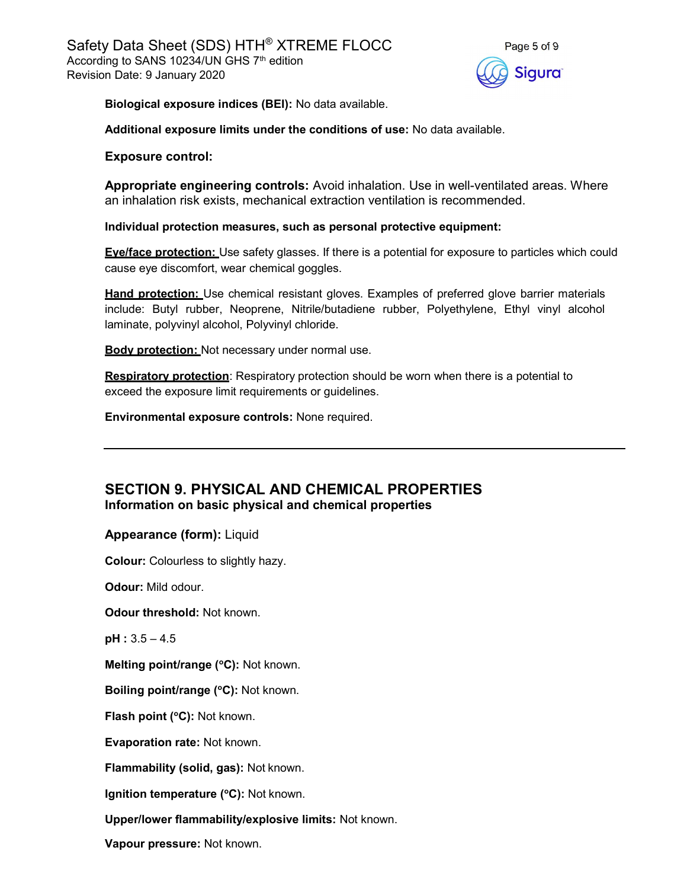**Biological exposure indices (BEI):** No data available.

**Additional exposure limits under the conditions of use:** No data available.

**Exposure control:**

**Appropriate engineering controls:** Avoid inhalation. Use in well-ventilated areas. Where an inhalation risk exists, mechanical extraction ventilation is recommended.

**Individual protection measures, such as personal protective equipment:**

**Eye/face protection:** Use safety glasses. If there is a potential for exposure to particles which could cause eye discomfort, wear chemical goggles.

**Hand protection:** Use chemical resistant gloves. Examples of preferred glove barrier materials include: Butyl rubber, Neoprene, Nitrile/butadiene rubber, Polyethylene, Ethyl vinyl alcohol laminate, polyvinyl alcohol, Polyvinyl chloride.

**Body protection:** Not necessary under normal use.

**Respiratory protection**: Respiratory protection should be worn when there is a potential to exceed the exposure limit requirements or guidelines.

**Environmental exposure controls:** None required.

---

## SECTION 9. PHYSICAL AND CHEMICAL PROPERTIES

### Information on basic physical and chemical properties

**Appearance (form):** Liquid

**Colour:** Colourless to slightly hazy.

**Odour:** Mild odour.

**Odour threshold:** Not known.

**pH :** 3.5 – 4.5

**Melting point/range (°C):** Not known.

**Boiling point/range (°C):** Not known.

**Flash point (°C):** Not known.

**Evaporation rate:** Not known.

**Flammability (solid, gas):** Not known.

**Ignition temperature (°C):** Not known.

**Upper/lower flammability/explosive limits:** Not known.

**Vapour pressure:** Not known.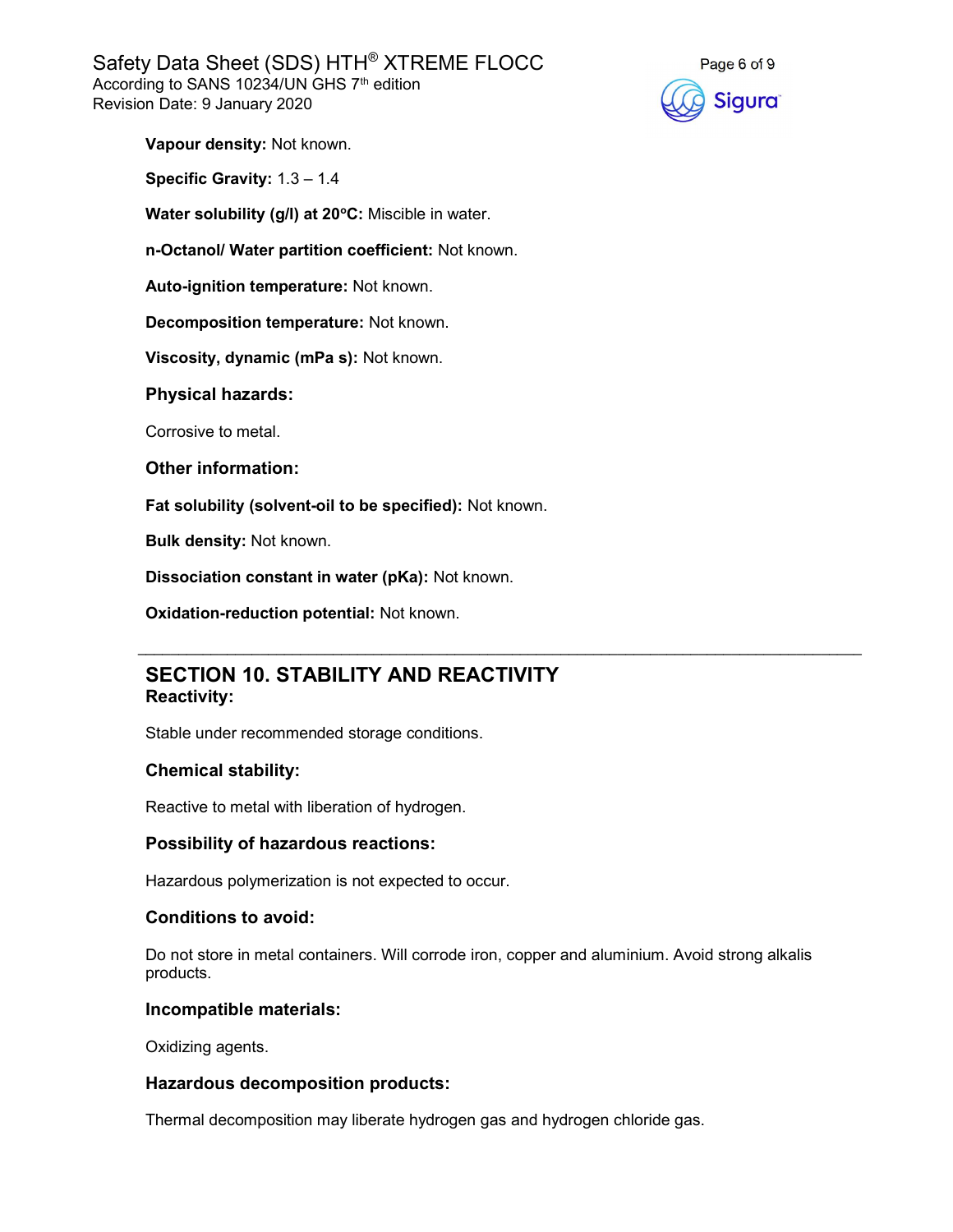**Vapour density:** Not known.

**Specific Gravity:** 1.3 – 1.4

**Water solubility (g/l) at 20ºC:** Miscible in water.

**n-Octanol/ Water partition coefficient:** Not known.

**Auto-ignition temperature:** Not known.

**Decomposition temperature:** Not known.

**Viscosity, dynamic (mPa s):** Not known.

### Physical hazards:

Corrosive to metal.

### Other information:

**Fat solubility (solvent-oil to be specified):** Not known.

**Bulk density:** Not known.

**Dissociation constant in water (pKa):** Not known.

**Oxidation-reduction potential:** Not known.

---

## SECTION 10. STABILITY AND REACTIVITY

### Reactivity:

Stable under recommended storage conditions.

### Chemical stability:

Reactive to metal with liberation of hydrogen.

### Possibility of hazardous reactions:

Hazardous polymerization is not expected to occur.

### Conditions to avoid:

Do not store in metal containers. Will corrode iron, copper and aluminium. Avoid strong alkalis products.

### Incompatible materials:

Oxidizing agents.

### Hazardous decomposition products:

Thermal decomposition may liberate hydrogen gas and hydrogen chloride gas.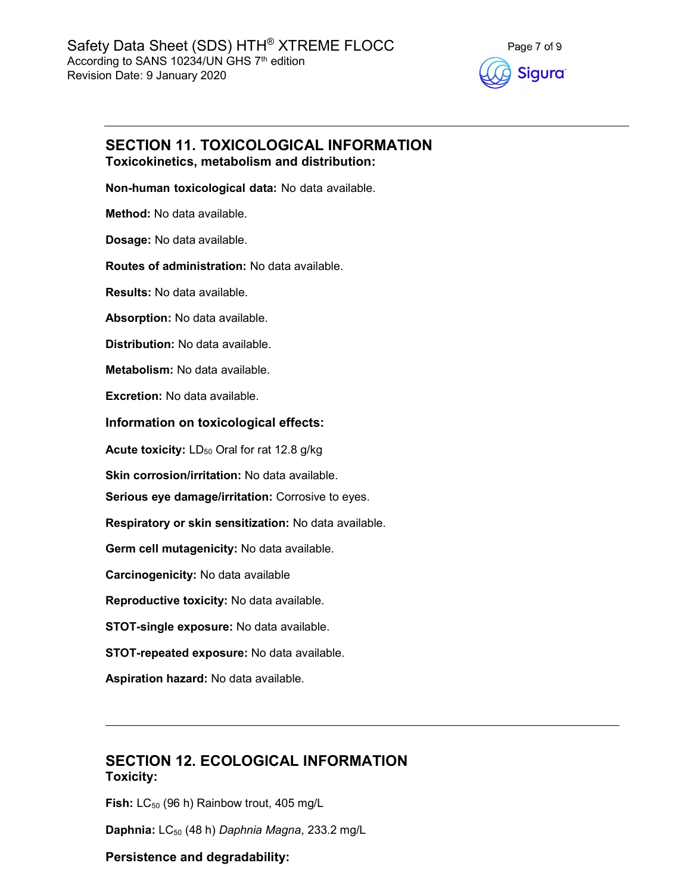## SECTION 11. TOXICOLOGICAL INFORMATION

### Toxicokinetics, metabolism and distribution:

**Non-human toxicological data:** No data available.

**Method:** No data available.

**Dosage:** No data available.

**Routes of administration:** No data available.

**Results:** No data available.

**Absorption:** No data available.

**Distribution:** No data available.

**Metabolism:** No data available.

**Excretion:** No data available.

### Information on toxicological effects:

**Acute toxicity:** $LD_{50}$ Oral for rat 12.8 g/kg

**Skin corrosion/irritation:** No data available.

**Serious eye damage/irritation:** Corrosive to eyes.

**Respiratory or skin sensitization:** No data available.

**Germ cell mutagenicity:** No data available.

**Carcinogenicity:** No data available

**Reproductive toxicity:** No data available.

**STOT-single exposure:** No data available.

**STOT-repeated exposure:** No data available.

**Aspiration hazard:** No data available.

---

## SECTION 12. ECOLOGICAL INFORMATION

### Toxicity:

**Fish:** $LC_{50}$ (96 h) Rainbow trout, 405 mg/L

**Daphnia:** $LC_{50}$ (48 h) *Daphnia Magna*, 233.2 mg/L

### Persistence and degradability: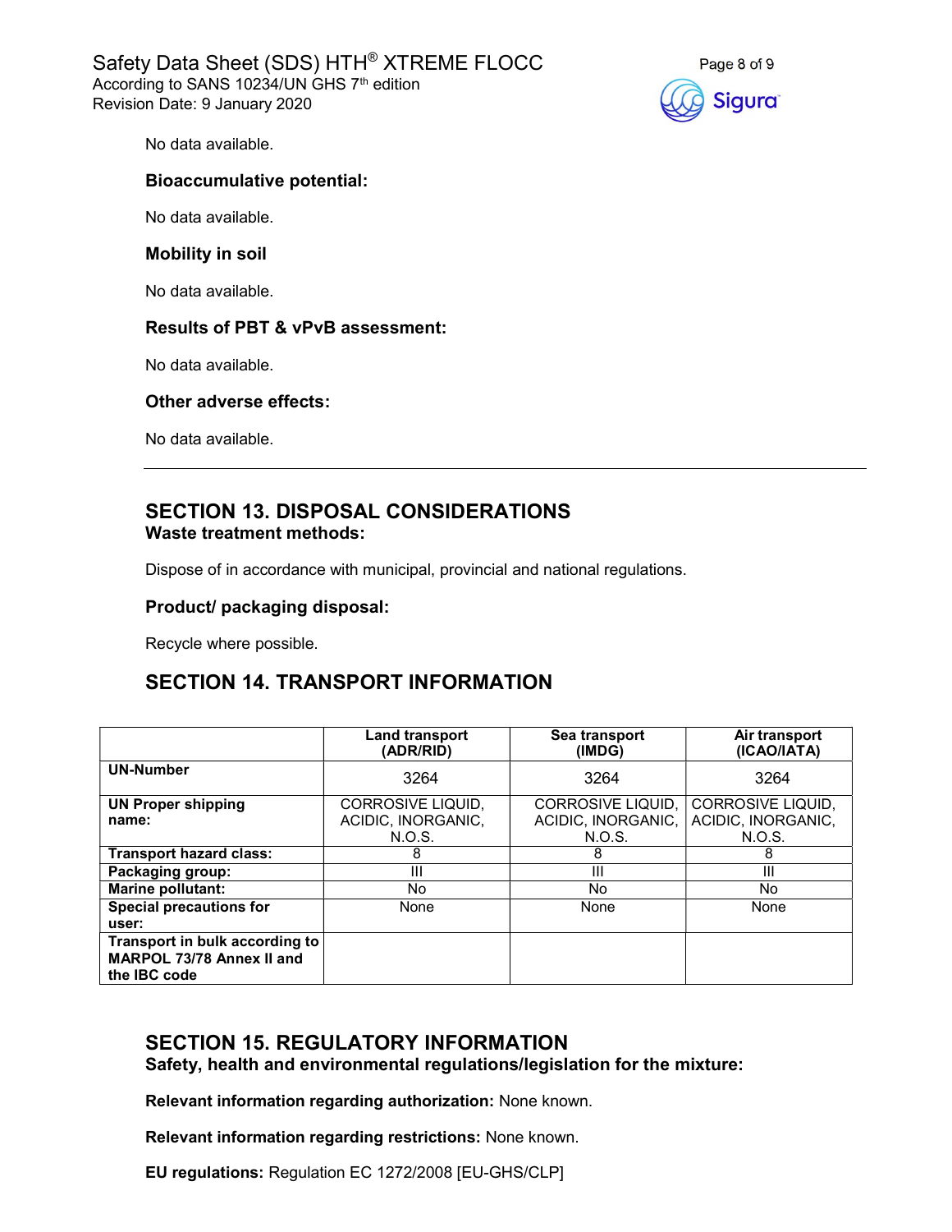No data available.

### Bioaccumulative potential:

No data available.

### Mobility in soil

No data available.

### Results of PBT & vPvB assessment:

No data available.

### Other adverse effects:

No data available.

---

## SECTION 13. DISPOSAL CONSIDERATIONS

### Waste treatment methods:

Dispose of in accordance with municipal, provincial and national regulations.

### Product/ packaging disposal:

Recycle where possible.

## SECTION 14. TRANSPORT INFORMATION

| | Land transport (ADR/RID) | Sea transport (IMDG) | Air transport (ICAO/IATA) |
|---|---|---|---|
| **UN-Number** | 3264 | 3264 | 3264 |
| **UN Proper shipping name:** | CORROSIVE LIQUID, ACIDIC, INORGANIC, N.O.S. | CORROSIVE LIQUID, ACIDIC, INORGANIC, N.O.S. | CORROSIVE LIQUID, ACIDIC, INORGANIC, N.O.S. |
| **Transport hazard class:** | 8 | 8 | 8 |
| **Packaging group:** | III | III | III |
| **Marine pollutant:** | No | No | No |
| **Special precautions for user:** | None | None | None |
| **Transport in bulk according to MARPOL 73/78 Annex II and the IBC code** | | | |

## SECTION 15. REGULATORY INFORMATION

### Safety, health and environmental regulations/legislation for the mixture:

**Relevant information regarding authorization:** None known.

**Relevant information regarding restrictions:** None known.

**EU regulations:** Regulation EC 1272/2008 [EU-GHS/CLP]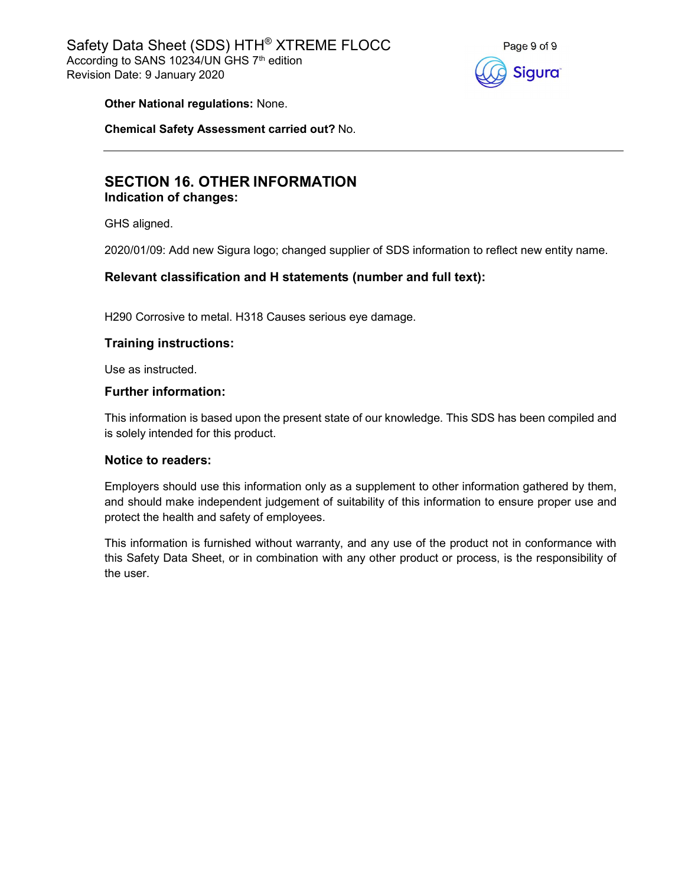**Other National regulations:** None.

**Chemical Safety Assessment carried out?** No.

---

## SECTION 16. OTHER INFORMATION

### Indication of changes:

GHS aligned.

2020/01/09: Add new Sigura logo; changed supplier of SDS information to reflect new entity name.

### Relevant classification and H statements (number and full text):

H290 Corrosive to metal. H318 Causes serious eye damage.

### Training instructions:

Use as instructed.

### Further information:

This information is based upon the present state of our knowledge. This SDS has been compiled and is solely intended for this product.

### Notice to readers:

Employers should use this information only as a supplement to other information gathered by them, and should make independent judgement of suitability of this information to ensure proper use and protect the health and safety of employees.

This information is furnished without warranty, and any use of the product not in conformance with this Safety Data Sheet, or in combination with any other product or process, is the responsibility of the user.